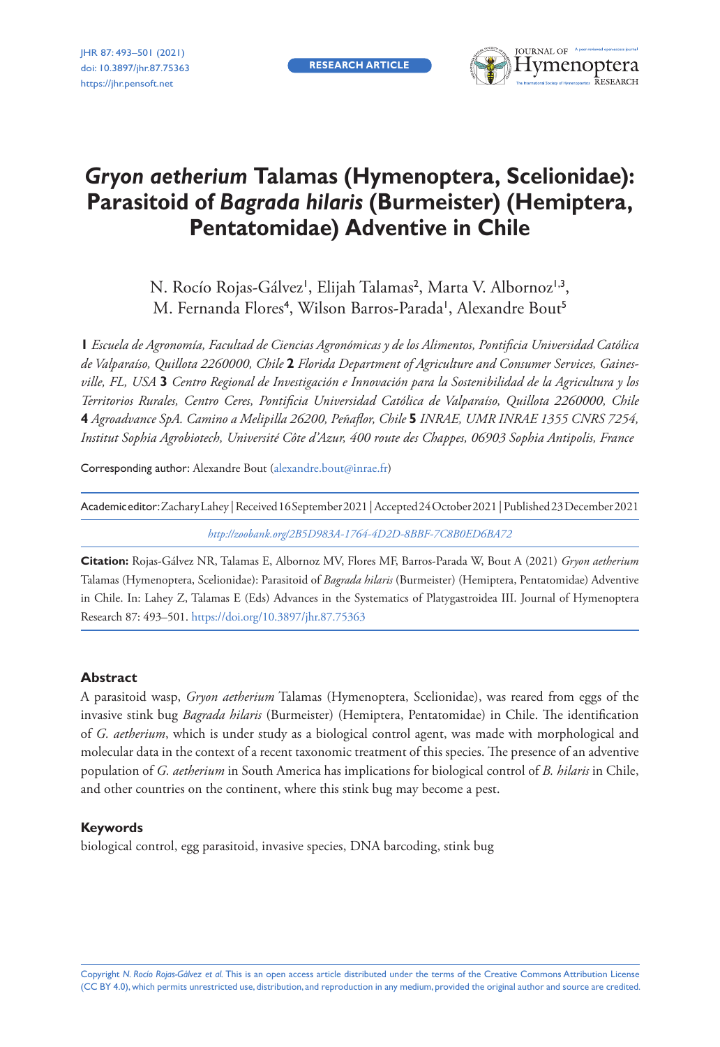RESEARCH ARTICLE

# *Gryon aetherium* Talamas (Hymenoptera, Scelionidae): Parasitoid of *Bagrada hilaris* (Burmeister) (Hemiptera, Pentatomidae) Adventive in Chile

N. Rocío Rojas-Gálvez[1], Elijah Talamas[2], Marta V. Albornoz[1,3], M. Fernanda Flores[4], Wilson Barros-Parada[1], Alexandre Bout[5]

**1** *Escuela de Agronomía, Facultad de Ciencias Agronómicas y de los Alimentos, Pontificia Universidad Católica de Valparaíso, Quillota 2260000, Chile* **2** *Florida Department of Agriculture and Consumer Services, Gainesville, FL, USA* **3** *Centro Regional de Investigación e Innovación para la Sostenibilidad de la Agricultura y los Territorios Rurales, Centro Ceres, Pontificia Universidad Católica de Valparaíso, Quillota 2260000, Chile* **4** *Agroadvance SpA. Camino a Melipilla 26200, Peñaflor, Chile* **5** *INRAE, UMR INRAE 1355 CNRS 7254, Institut Sophia Agrobiotech, Université Côte d'Azur, 400 route des Chappes, 06903 Sophia Antipolis, France*

Corresponding author: Alexandre Bout (alexandre.bout@inrae.fr)

Academic editor: Zachary Lahey | Received 16 September 2021 | Accepted 24 October 2021 | Published 23 December 2021

*http://zoobank.org/2B5D983A-1764-4D2D-8BBF-7C8B0ED6BA72*

**Citation:** Rojas-Gálvez NR, Talamas E, Albornoz MV, Flores MF, Barros-Parada W, Bout A (2021) *Gryon aetherium* Talamas (Hymenoptera, Scelionidae): Parasitoid of *Bagrada hilaris* (Burmeister) (Hemiptera, Pentatomidae) Adventive in Chile. In: Lahey Z, Talamas E (Eds) Advances in the Systematics of Platygastroidea III. Journal of Hymenoptera Research 87: 493–501. https://doi.org/10.3897/jhr.87.75363

## Abstract

A parasitoid wasp, *Gryon aetherium* Talamas (Hymenoptera, Scelionidae), was reared from eggs of the invasive stink bug *Bagrada hilaris* (Burmeister) (Hemiptera, Pentatomidae) in Chile. The identification of *G. aetherium*, which is under study as a biological control agent, was made with morphological and molecular data in the context of a recent taxonomic treatment of this species. The presence of an adventive population of *G. aetherium* in South America has implications for biological control of *B. hilaris* in Chile, and other countries on the continent, where this stink bug may become a pest.

## Keywords

biological control, egg parasitoid, invasive species, DNA barcoding, stink bug

Copyright *N. Rocío Rojas-Gálvez et al.* This is an open access article distributed under the terms of the Creative Commons Attribution License (CC BY 4.0), which permits unrestricted use, distribution, and reproduction in any medium, provided the original author and source are credited.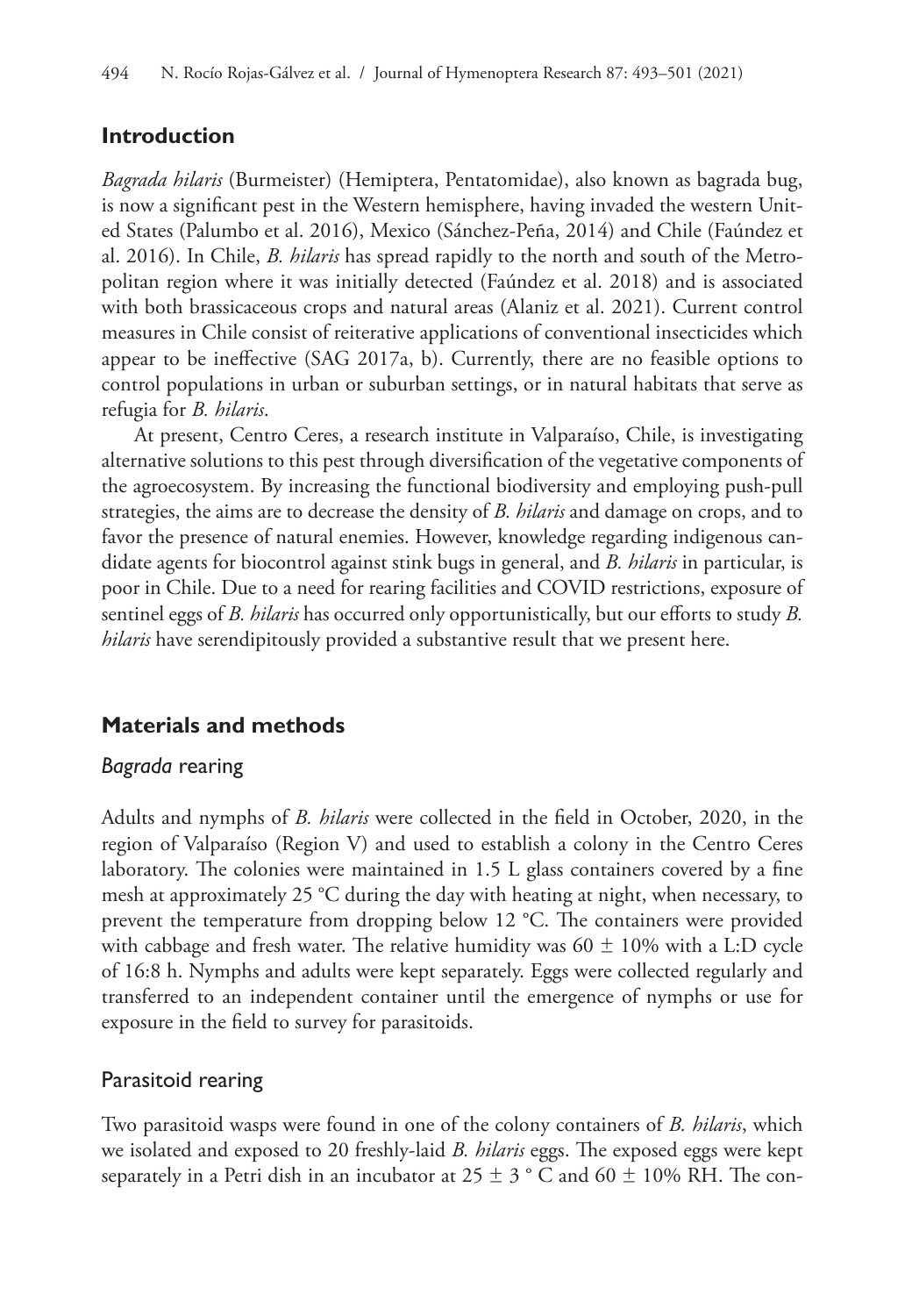## Introduction

*Bagrada hilaris* (Burmeister) (Hemiptera, Pentatomidae), also known as bagrada bug, is now a significant pest in the Western hemisphere, having invaded the western United States (Palumbo et al. 2016), Mexico (Sánchez-Peña, 2014) and Chile (Faúndez et al. 2016). In Chile, *B. hilaris* has spread rapidly to the north and south of the Metropolitan region where it was initially detected (Faúndez et al. 2018) and is associated with both brassicaceous crops and natural areas (Alaniz et al. 2021). Current control measures in Chile consist of reiterative applications of conventional insecticides which appear to be ineffective (SAG 2017a, b). Currently, there are no feasible options to control populations in urban or suburban settings, or in natural habitats that serve as refugia for *B. hilaris*.

At present, Centro Ceres, a research institute in Valparaíso, Chile, is investigating alternative solutions to this pest through diversification of the vegetative components of the agroecosystem. By increasing the functional biodiversity and employing push-pull strategies, the aims are to decrease the density of *B. hilaris* and damage on crops, and to favor the presence of natural enemies. However, knowledge regarding indigenous candidate agents for biocontrol against stink bugs in general, and *B. hilaris* in particular, is poor in Chile. Due to a need for rearing facilities and COVID restrictions, exposure of sentinel eggs of *B. hilaris* has occurred only opportunistically, but our efforts to study *B. hilaris* have serendipitously provided a substantive result that we present here.

## Materials and methods

### *Bagrada* rearing

Adults and nymphs of *B. hilaris* were collected in the field in October, 2020, in the region of Valparaíso (Region V) and used to establish a colony in the Centro Ceres laboratory. The colonies were maintained in 1.5 L glass containers covered by a fine mesh at approximately 25 °C during the day with heating at night, when necessary, to prevent the temperature from dropping below 12 °C. The containers were provided with cabbage and fresh water. The relative humidity was 60 ± 10% with a L:D cycle of 16:8 h. Nymphs and adults were kept separately. Eggs were collected regularly and transferred to an independent container until the emergence of nymphs or use for exposure in the field to survey for parasitoids.

### Parasitoid rearing

Two parasitoid wasps were found in one of the colony containers of *B. hilaris*, which we isolated and exposed to 20 freshly-laid *B. hilaris* eggs. The exposed eggs were kept separately in a Petri dish in an incubator at 25 ± 3 ° C and 60 ± 10% RH. The con-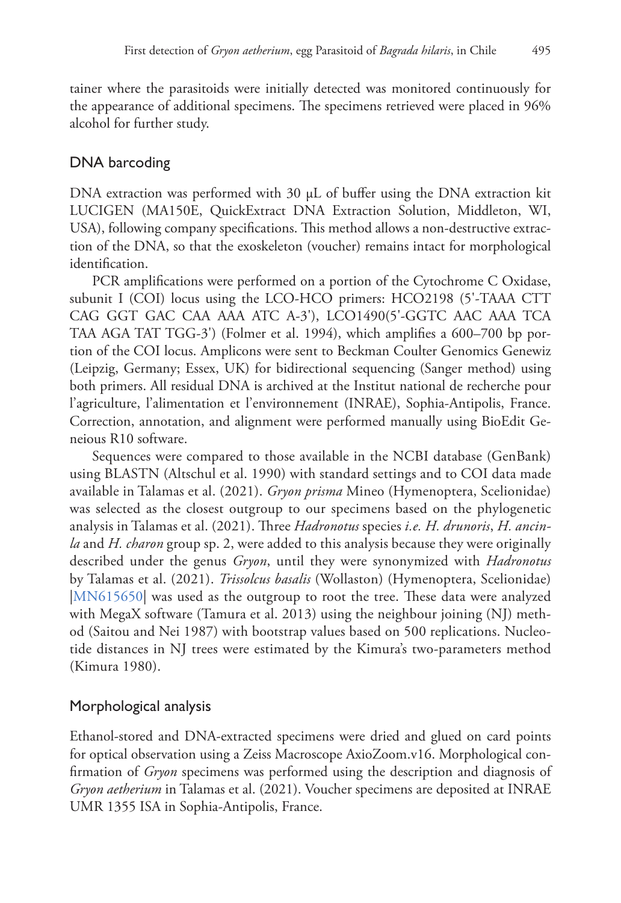tainer where the parasitoids were initially detected was monitored continuously for the appearance of additional specimens. The specimens retrieved were placed in 96% alcohol for further study.

## DNA barcoding

DNA extraction was performed with 30 μL of buffer using the DNA extraction kit LUCIGEN (MA150E, QuickExtract DNA Extraction Solution, Middleton, WI, USA), following company specifications. This method allows a non-destructive extraction of the DNA, so that the exoskeleton (voucher) remains intact for morphological identification.

PCR amplifications were performed on a portion of the Cytochrome C Oxidase, subunit I (COI) locus using the LCO-HCO primers: HCO2198 (5'-TAAA CTT CAG GGT GAC CAA AAA ATC A-3'), LCO1490(5'-GGTC AAC AAA TCA TAA AGA TAT TGG-3') (Folmer et al. 1994), which amplifies a 600–700 bp portion of the COI locus. Amplicons were sent to Beckman Coulter Genomics Genewiz (Leipzig, Germany; Essex, UK) for bidirectional sequencing (Sanger method) using both primers. All residual DNA is archived at the Institut national de recherche pour l'agriculture, l'alimentation et l'environnement (INRAE), Sophia-Antipolis, France. Correction, annotation, and alignment were performed manually using BioEdit Geneious R10 software.

Sequences were compared to those available in the NCBI database (GenBank) using BLASTN (Altschul et al. 1990) with standard settings and to COI data made available in Talamas et al. (2021). *Gryon prisma* Mineo (Hymenoptera, Scelionidae) was selected as the closest outgroup to our specimens based on the phylogenetic analysis in Talamas et al. (2021). Three *Hadronotus* species *i.e. H. drunoris*, *H. ancinla* and *H. charon* group sp. 2, were added to this analysis because they were originally described under the genus *Gryon*, until they were synonymized with *Hadronotus* by Talamas et al. (2021). *Trissolcus basalis* (Wollaston) (Hymenoptera, Scelionidae) |MN615650| was used as the outgroup to root the tree. These data were analyzed with MegaX software (Tamura et al. 2013) using the neighbour joining (NJ) method (Saitou and Nei 1987) with bootstrap values based on 500 replications. Nucleotide distances in NJ trees were estimated by the Kimura's two-parameters method (Kimura 1980).

## Morphological analysis

Ethanol-stored and DNA-extracted specimens were dried and glued on card points for optical observation using a Zeiss Macroscope AxioZoom.v16. Morphological confirmation of *Gryon* specimens was performed using the description and diagnosis of *Gryon aetherium* in Talamas et al. (2021). Voucher specimens are deposited at INRAE UMR 1355 ISA in Sophia-Antipolis, France.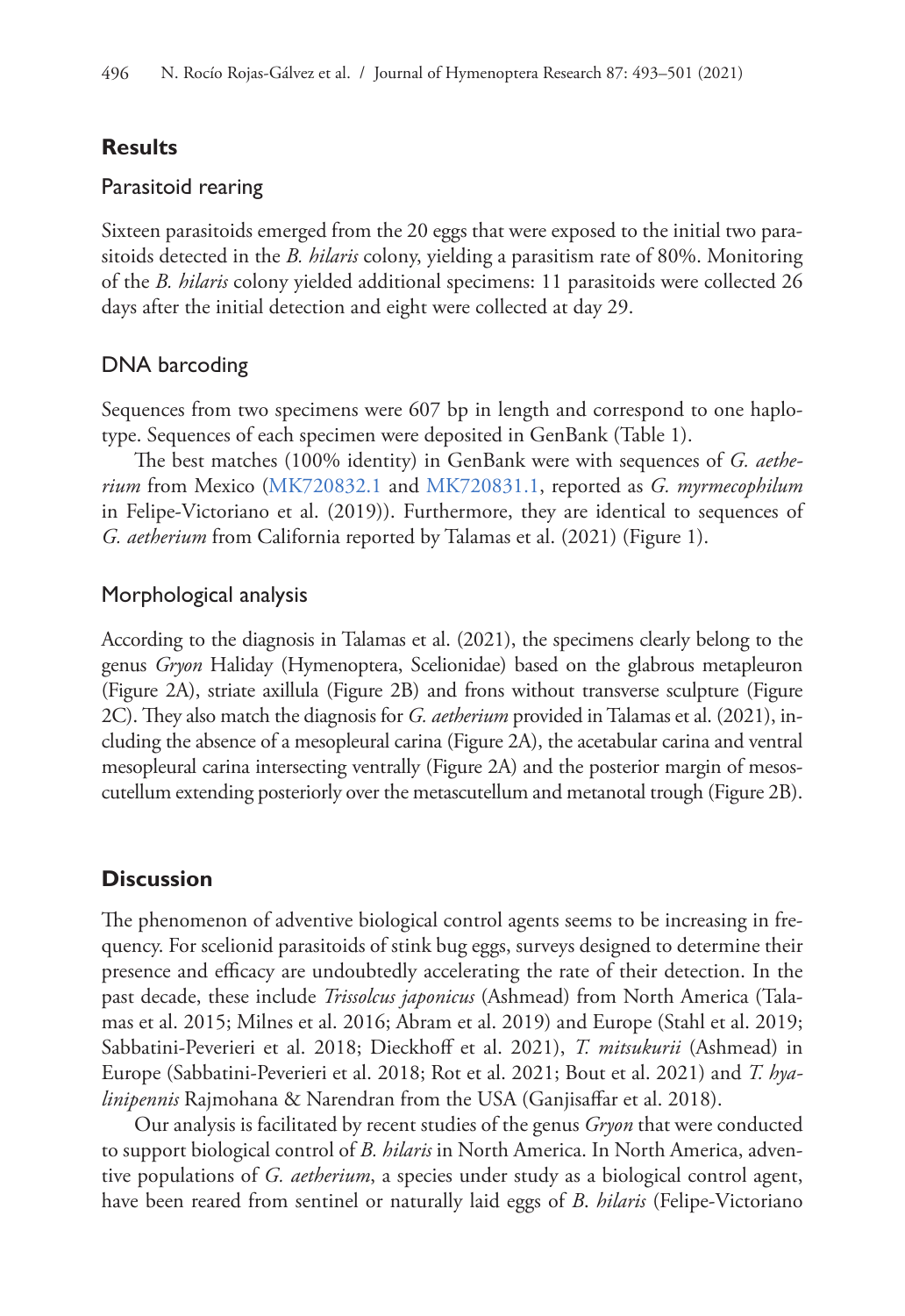## Results

### Parasitoid rearing

Sixteen parasitoids emerged from the 20 eggs that were exposed to the initial two parasitoids detected in the *B. hilaris* colony, yielding a parasitism rate of 80%. Monitoring of the *B. hilaris* colony yielded additional specimens: 11 parasitoids were collected 26 days after the initial detection and eight were collected at day 29.

### DNA barcoding

Sequences from two specimens were 607 bp in length and correspond to one haplotype. Sequences of each specimen were deposited in GenBank (Table 1).

The best matches (100% identity) in GenBank were with sequences of *G. aetherium* from Mexico (MK720832.1 and MK720831.1, reported as *G. myrmecophilum* in Felipe-Victoriano et al. (2019)). Furthermore, they are identical to sequences of *G. aetherium* from California reported by Talamas et al. (2021) (Figure 1).

### Morphological analysis

According to the diagnosis in Talamas et al. (2021), the specimens clearly belong to the genus *Gryon* Haliday (Hymenoptera, Scelionidae) based on the glabrous metapleuron (Figure 2A), striate axillula (Figure 2B) and frons without transverse sculpture (Figure 2C). They also match the diagnosis for *G. aetherium* provided in Talamas et al. (2021), including the absence of a mesopleural carina (Figure 2A), the acetabular carina and ventral mesopleural carina intersecting ventrally (Figure 2A) and the posterior margin of mesoscutellum extending posteriorly over the metascutellum and metanotal trough (Figure 2B).

## Discussion

The phenomenon of adventive biological control agents seems to be increasing in frequency. For scelionid parasitoids of stink bug eggs, surveys designed to determine their presence and efficacy are undoubtedly accelerating the rate of their detection. In the past decade, these include *Trissolcus japonicus* (Ashmead) from North America (Talamas et al. 2015; Milnes et al. 2016; Abram et al. 2019) and Europe (Stahl et al. 2019; Sabbatini-Peverieri et al. 2018; Dieckhoff et al. 2021), *T. mitsukurii* (Ashmead) in Europe (Sabbatini-Peverieri et al. 2018; Rot et al. 2021; Bout et al. 2021) and *T. hyalinipennis* Rajmohana & Narendran from the USA (Ganjisaffar et al. 2018).

Our analysis is facilitated by recent studies of the genus *Gryon* that were conducted to support biological control of *B. hilaris* in North America. In North America, adventive populations of *G. aetherium*, a species under study as a biological control agent, have been reared from sentinel or naturally laid eggs of *B. hilaris* (Felipe-Victoriano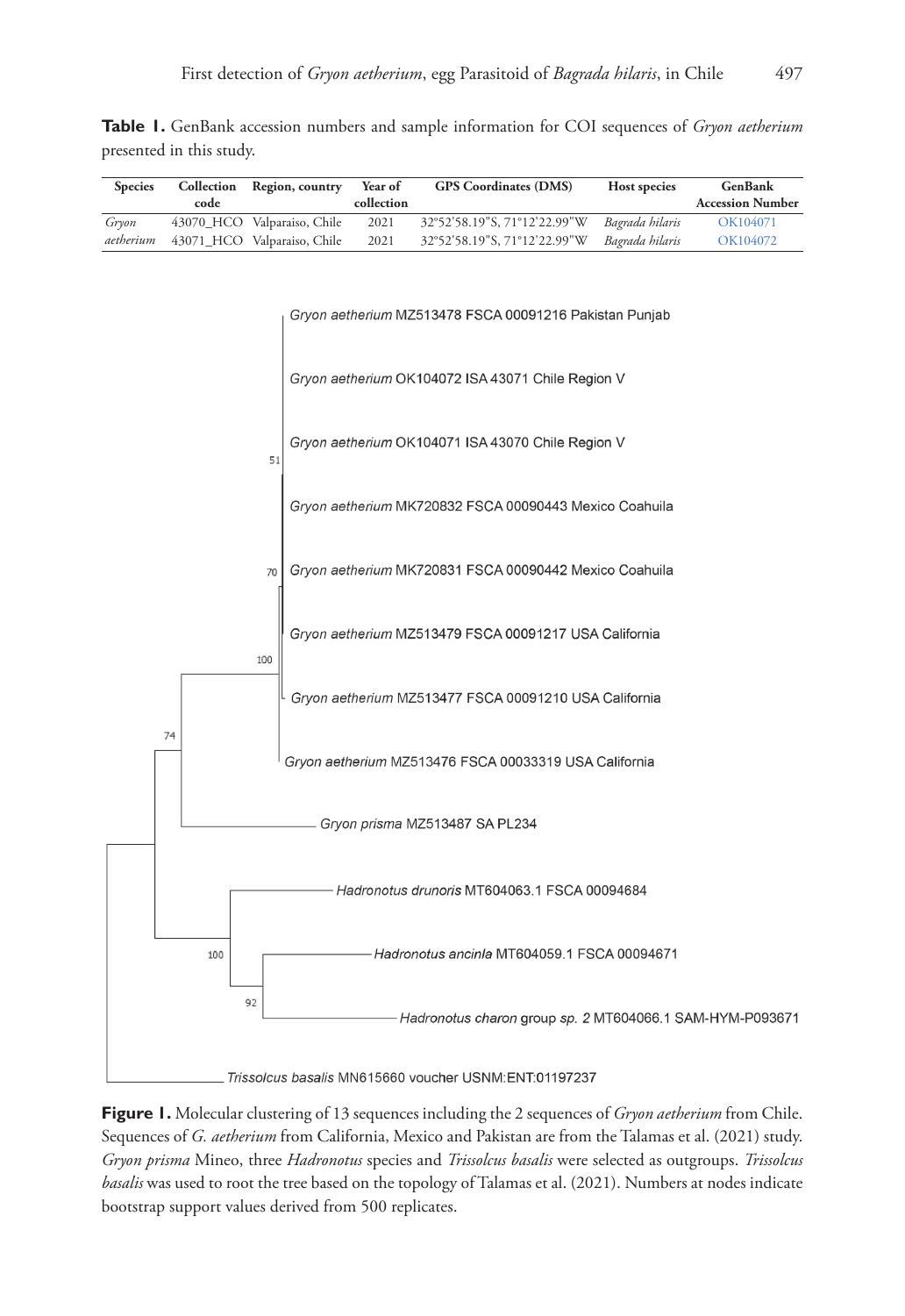**Table 1.** GenBank accession numbers and sample information for COI sequences of *Gryon aetherium* presented in this study.

| Species | Collection code | Region, country | Year of collection | GPS Coordinates (DMS) | Host species | GenBank Accession Number |
|---|---|---|---|---|---|---|
| *Gryon aetherium* | 43070_HCO | Valparaiso, Chile | 2021 | 32°52'58.19"S, 71°12'22.99"W | *Bagrada hilaris* | OK104071 |
| | 43071_HCO | Valparaiso, Chile | 2021 | 32°52'58.19"S, 71°12'22.99"W | *Bagrada hilaris* | OK104072 |

**Figure 1.** Molecular clustering of 13 sequences including the 2 sequences of *Gryon aetherium* from Chile. Sequences of *G. aetherium* from California, Mexico and Pakistan are from the Talamas et al. (2021) study. *Gryon prisma* Mineo, three *Hadronotus* species and *Trissolcus basalis* were selected as outgroups. *Trissolcus basalis* was used to root the tree based on the topology of Talamas et al. (2021). Numbers at nodes indicate bootstrap support values derived from 500 replicates.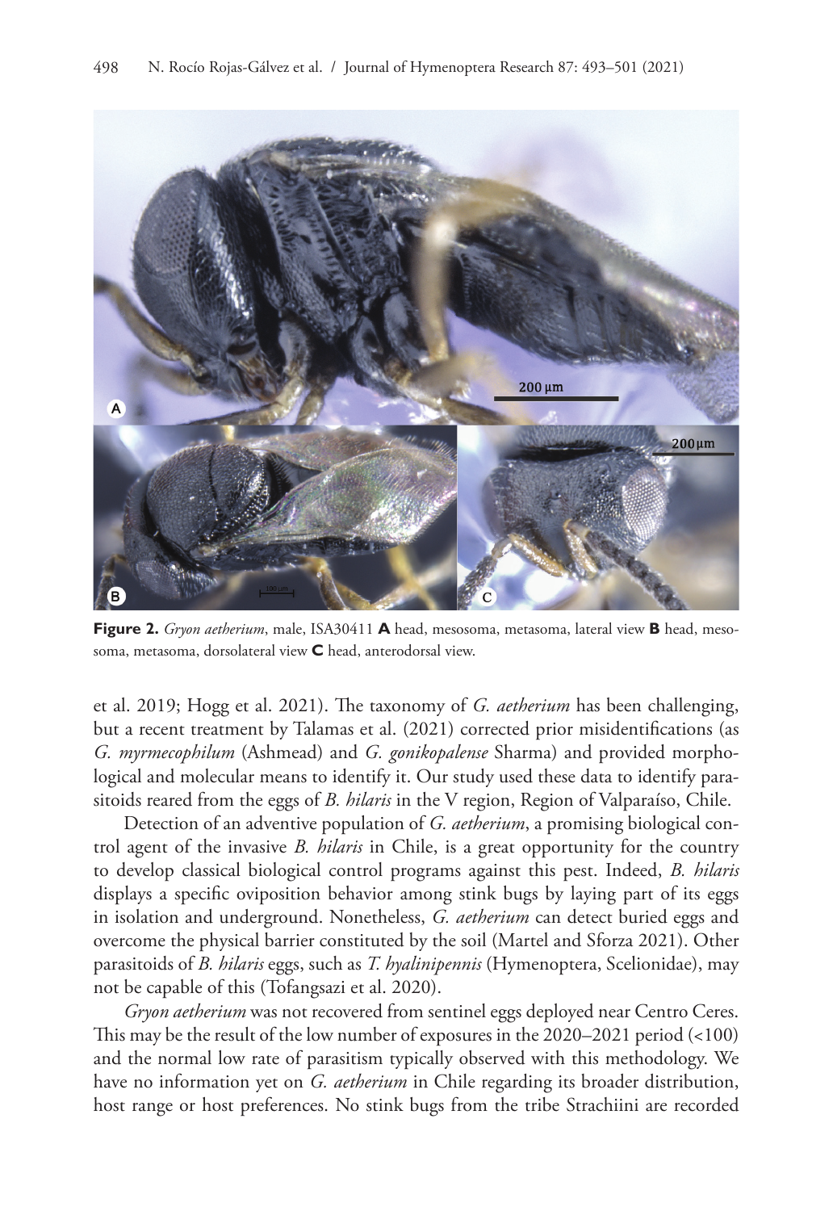**Figure 2.** *Gryon aetherium*, male, ISA30411 **A** head, mesosoma, metasoma, lateral view **B** head, mesosoma, metasoma, dorsolateral view **C** head, anterodorsal view.

et al. 2019; Hogg et al. 2021). The taxonomy of *G. aetherium* has been challenging, but a recent treatment by Talamas et al. (2021) corrected prior misidentifications (as *G. myrmecophilum* (Ashmead) and *G. gonikopalense* Sharma) and provided morphological and molecular means to identify it. Our study used these data to identify parasitoids reared from the eggs of *B. hilaris* in the V region, Region of Valparaíso, Chile.

Detection of an adventive population of *G. aetherium*, a promising biological control agent of the invasive *B. hilaris* in Chile, is a great opportunity for the country to develop classical biological control programs against this pest. Indeed, *B. hilaris* displays a specific oviposition behavior among stink bugs by laying part of its eggs in isolation and underground. Nonetheless, *G. aetherium* can detect buried eggs and overcome the physical barrier constituted by the soil (Martel and Sforza 2021). Other parasitoids of *B. hilaris* eggs, such as *T. hyalinipennis* (Hymenoptera, Scelionidae), may not be capable of this (Tofangsazi et al. 2020).

*Gryon aetherium* was not recovered from sentinel eggs deployed near Centro Ceres. This may be the result of the low number of exposures in the 2020–2021 period (<100) and the normal low rate of parasitism typically observed with this methodology. We have no information yet on *G. aetherium* in Chile regarding its broader distribution, host range or host preferences. No stink bugs from the tribe Strachiini are recorded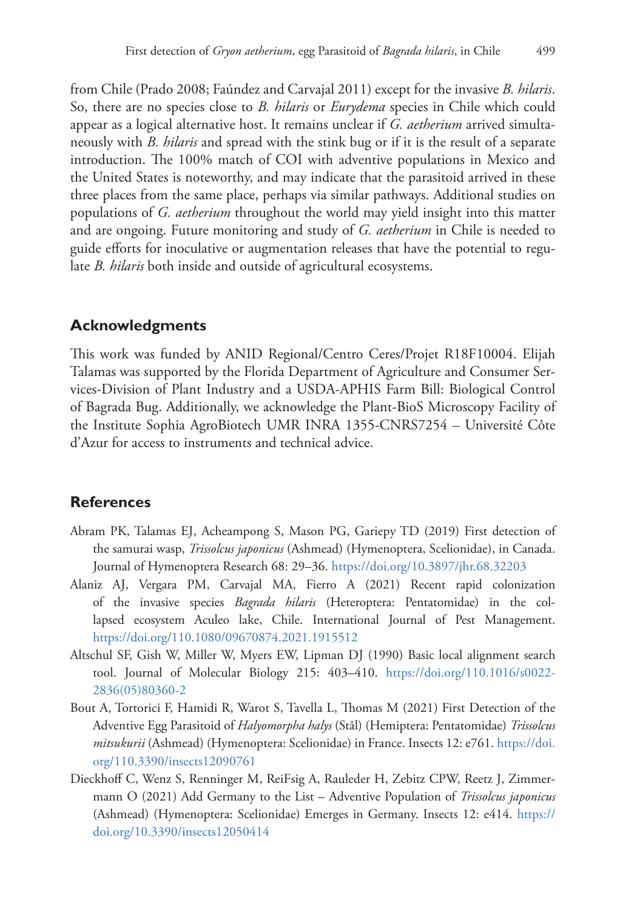from Chile (Prado 2008; Faúndez and Carvajal 2011) except for the invasive *B. hilaris*. So, there are no species close to *B. hilaris* or *Eurydema* species in Chile which could appear as a logical alternative host. It remains unclear if *G. aetherium* arrived simultaneously with *B. hilaris* and spread with the stink bug or if it is the result of a separate introduction. The 100% match of COI with adventive populations in Mexico and the United States is noteworthy, and may indicate that the parasitoid arrived in these three places from the same place, perhaps via similar pathways. Additional studies on populations of *G. aetherium* throughout the world may yield insight into this matter and are ongoing. Future monitoring and study of *G. aetherium* in Chile is needed to guide efforts for inoculative or augmentation releases that have the potential to regulate *B. hilaris* both inside and outside of agricultural ecosystems.

## Acknowledgments

This work was funded by ANID Regional/Centro Ceres/Projet R18F10004. Elijah Talamas was supported by the Florida Department of Agriculture and Consumer Services-Division of Plant Industry and a USDA-APHIS Farm Bill: Biological Control of Bagrada Bug. Additionally, we acknowledge the Plant-BioS Microscopy Facility of the Institute Sophia AgroBiotech UMR INRA 1355-CNRS7254 – Université Côte d'Azur for access to instruments and technical advice.

## References

Abram PK, Talamas EJ, Acheampong S, Mason PG, Gariepy TD (2019) First detection of the samurai wasp, *Trissolcus japonicus* (Ashmead) (Hymenoptera, Scelionidae), in Canada. Journal of Hymenoptera Research 68: 29–36. https://doi.org/10.3897/jhr.68.32203

Alaniz AJ, Vergara PM, Carvajal MA, Fierro A (2021) Recent rapid colonization of the invasive species *Bagrada hilaris* (Heteroptera: Pentatomidae) in the collapsed ecosystem Aculeo lake, Chile. International Journal of Pest Management. https://doi.org/110.1080/09670874.2021.1915512

Altschul SF, Gish W, Miller W, Myers EW, Lipman DJ (1990) Basic local alignment search tool. Journal of Molecular Biology 215: 403–410. https://doi.org/110.1016/s0022-2836(05)80360-2

Bout A, Tortorici F, Hamidi R, Warot S, Tavella L, Thomas M (2021) First Detection of the Adventive Egg Parasitoid of *Halyomorpha halys* (Stål) (Hemiptera: Pentatomidae) *Trissolcus mitsukurii* (Ashmead) (Hymenoptera: Scelionidae) in France. Insects 12: e761. https://doi.org/110.3390/insects12090761

Dieckhoff C, Wenz S, Renninger M, ReiFsig A, Rauleder H, Zebitz CPW, Reetz J, Zimmermann O (2021) Add Germany to the List – Adventive Population of *Trissolcus japonicus* (Ashmead) (Hymenoptera: Scelionidae) Emerges in Germany. Insects 12: e414. https://doi.org/10.3390/insects12050414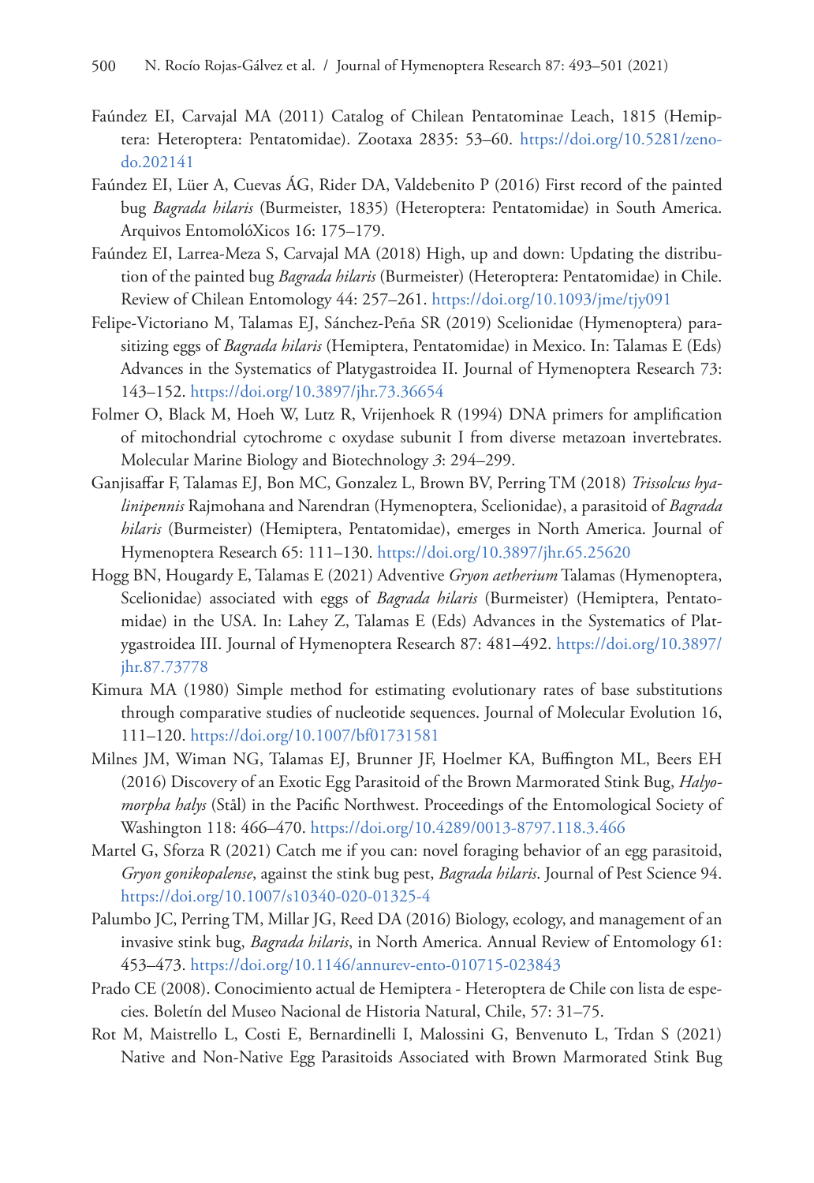Faúndez EI, Carvajal MA (2011) Catalog of Chilean Pentatominae Leach, 1815 (Hemiptera: Heteroptera: Pentatomidae). Zootaxa 2835: 53–60. https://doi.org/10.5281/zenodo.202141

Faúndez EI, Lüer A, Cuevas ÁG, Rider DA, Valdebenito P (2016) First record of the painted bug *Bagrada hilaris* (Burmeister, 1835) (Heteroptera: Pentatomidae) in South America. Arquivos EntomolóXicos 16: 175–179.

Faúndez EI, Larrea-Meza S, Carvajal MA (2018) High, up and down: Updating the distribution of the painted bug *Bagrada hilaris* (Burmeister) (Heteroptera: Pentatomidae) in Chile. Review of Chilean Entomology 44: 257–261. https://doi.org/10.1093/jme/tjy091

Felipe-Victoriano M, Talamas EJ, Sánchez-Peña SR (2019) Scelionidae (Hymenoptera) parasitizing eggs of *Bagrada hilaris* (Hemiptera, Pentatomidae) in Mexico. In: Talamas E (Eds) Advances in the Systematics of Platygastroidea II. Journal of Hymenoptera Research 73: 143–152. https://doi.org/10.3897/jhr.73.36654

Folmer O, Black M, Hoeh W, Lutz R, Vrijenhoek R (1994) DNA primers for amplification of mitochondrial cytochrome c oxydase subunit I from diverse metazoan invertebrates. Molecular Marine Biology and Biotechnology *3*: 294–299.

Ganjisaffar F, Talamas EJ, Bon MC, Gonzalez L, Brown BV, Perring TM (2018) *Trissolcus hyalinipennis* Rajmohana and Narendran (Hymenoptera, Scelionidae), a parasitoid of *Bagrada hilaris* (Burmeister) (Hemiptera, Pentatomidae), emerges in North America. Journal of Hymenoptera Research 65: 111–130. https://doi.org/10.3897/jhr.65.25620

Hogg BN, Hougardy E, Talamas E (2021) Adventive *Gryon aetherium* Talamas (Hymenoptera, Scelionidae) associated with eggs of *Bagrada hilaris* (Burmeister) (Hemiptera, Pentatomidae) in the USA. In: Lahey Z, Talamas E (Eds) Advances in the Systematics of Platygastroidea III. Journal of Hymenoptera Research 87: 481–492. https://doi.org/10.3897/jhr.87.73778

Kimura MA (1980) Simple method for estimating evolutionary rates of base substitutions through comparative studies of nucleotide sequences. Journal of Molecular Evolution 16, 111–120. https://doi.org/10.1007/bf01731581

Milnes JM, Wiman NG, Talamas EJ, Brunner JF, Hoelmer KA, Buffington ML, Beers EH (2016) Discovery of an Exotic Egg Parasitoid of the Brown Marmorated Stink Bug, *Halyomorpha halys* (Stål) in the Pacific Northwest. Proceedings of the Entomological Society of Washington 118: 466–470. https://doi.org/10.4289/0013-8797.118.3.466

Martel G, Sforza R (2021) Catch me if you can: novel foraging behavior of an egg parasitoid, *Gryon gonikopalense*, against the stink bug pest, *Bagrada hilaris*. Journal of Pest Science 94. https://doi.org/10.1007/s10340-020-01325-4

Palumbo JC, Perring TM, Millar JG, Reed DA (2016) Biology, ecology, and management of an invasive stink bug, *Bagrada hilaris*, in North America. Annual Review of Entomology 61: 453–473. https://doi.org/10.1146/annurev-ento-010715-023843

Prado CE (2008). Conocimiento actual de Hemiptera - Heteroptera de Chile con lista de especies. Boletín del Museo Nacional de Historia Natural, Chile, 57: 31–75.

Rot M, Maistrello L, Costi E, Bernardinelli I, Malossini G, Benvenuto L, Trdan S (2021) Native and Non-Native Egg Parasitoids Associated with Brown Marmorated Stink Bug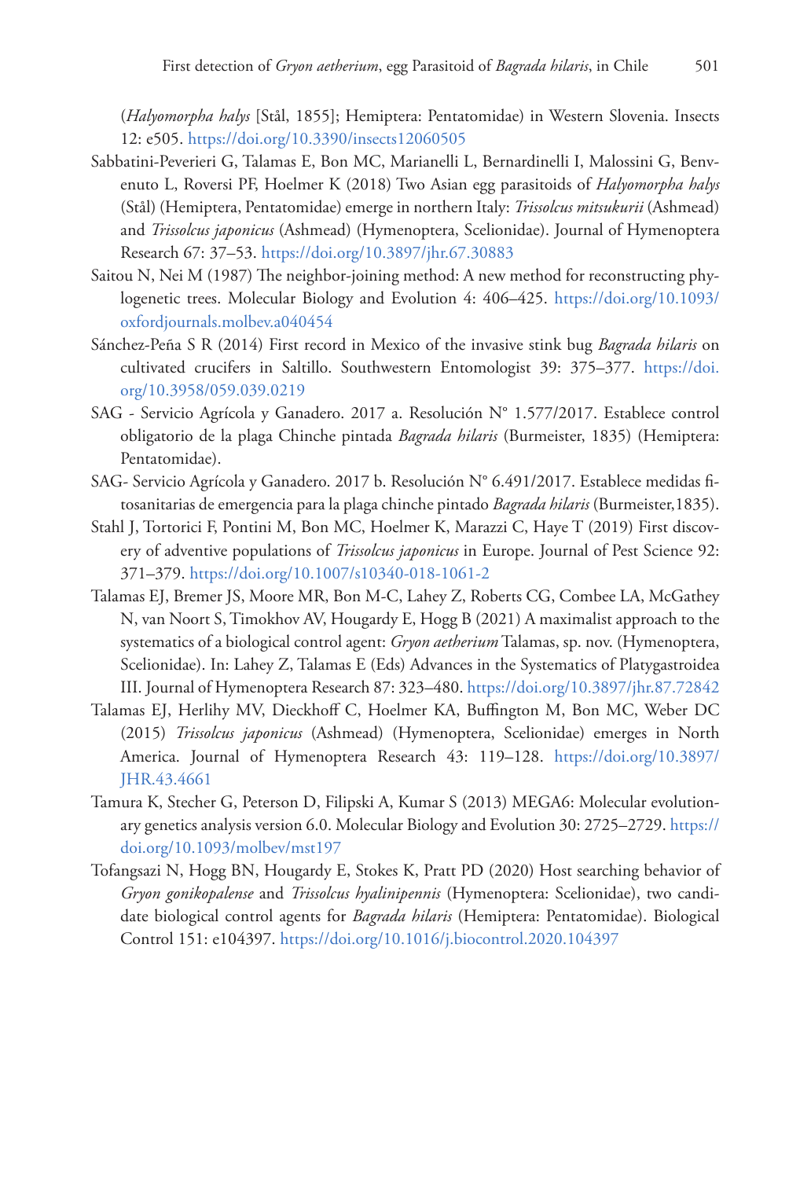(*Halyomorpha halys* [Stål, 1855]; Hemiptera: Pentatomidae) in Western Slovenia. Insects 12: e505. https://doi.org/10.3390/insects12060505

Sabbatini-Peverieri G, Talamas E, Bon MC, Marianelli L, Bernardinelli I, Malossini G, Benvenuto L, Roversi PF, Hoelmer K (2018) Two Asian egg parasitoids of *Halyomorpha halys* (Stål) (Hemiptera, Pentatomidae) emerge in northern Italy: *Trissolcus mitsukurii* (Ashmead) and *Trissolcus japonicus* (Ashmead) (Hymenoptera, Scelionidae). Journal of Hymenoptera Research 67: 37–53. https://doi.org/10.3897/jhr.67.30883

Saitou N, Nei M (1987) The neighbor-joining method: A new method for reconstructing phylogenetic trees. Molecular Biology and Evolution 4: 406–425. https://doi.org/10.1093/oxfordjournals.molbev.a040454

Sánchez-Peña S R (2014) First record in Mexico of the invasive stink bug *Bagrada hilaris* on cultivated crucifers in Saltillo. Southwestern Entomologist 39: 375–377. https://doi.org/10.3958/059.039.0219

SAG - Servicio Agrícola y Ganadero. 2017 a. Resolución N° 1.577/2017. Establece control obligatorio de la plaga Chinche pintada *Bagrada hilaris* (Burmeister, 1835) (Hemiptera: Pentatomidae).

SAG- Servicio Agrícola y Ganadero. 2017 b. Resolución N° 6.491/2017. Establece medidas fitosanitarias de emergencia para la plaga chinche pintado *Bagrada hilaris* (Burmeister,1835).

Stahl J, Tortorici F, Pontini M, Bon MC, Hoelmer K, Marazzi C, Haye T (2019) First discovery of adventive populations of *Trissolcus japonicus* in Europe. Journal of Pest Science 92: 371–379. https://doi.org/10.1007/s10340-018-1061-2

Talamas EJ, Bremer JS, Moore MR, Bon M-C, Lahey Z, Roberts CG, Combee LA, McGathey N, van Noort S, Timokhov AV, Hougardy E, Hogg B (2021) A maximalist approach to the systematics of a biological control agent: *Gryon aetherium* Talamas, sp. nov. (Hymenoptera, Scelionidae). In: Lahey Z, Talamas E (Eds) Advances in the Systematics of Platygastroidea III. Journal of Hymenoptera Research 87: 323–480. https://doi.org/10.3897/jhr.87.72842

Talamas EJ, Herlihy MV, Dieckhoff C, Hoelmer KA, Buffington M, Bon MC, Weber DC (2015) *Trissolcus japonicus* (Ashmead) (Hymenoptera, Scelionidae) emerges in North America. Journal of Hymenoptera Research 43: 119–128. https://doi.org/10.3897/JHR.43.4661

Tamura K, Stecher G, Peterson D, Filipski A, Kumar S (2013) MEGA6: Molecular evolutionary genetics analysis version 6.0. Molecular Biology and Evolution 30: 2725–2729. https://doi.org/10.1093/molbev/mst197

Tofangsazi N, Hogg BN, Hougardy E, Stokes K, Pratt PD (2020) Host searching behavior of *Gryon gonikopalense* and *Trissolcus hyalinipennis* (Hymenoptera: Scelionidae), two candidate biological control agents for *Bagrada hilaris* (Hemiptera: Pentatomidae). Biological Control 151: e104397. https://doi.org/10.1016/j.biocontrol.2020.104397